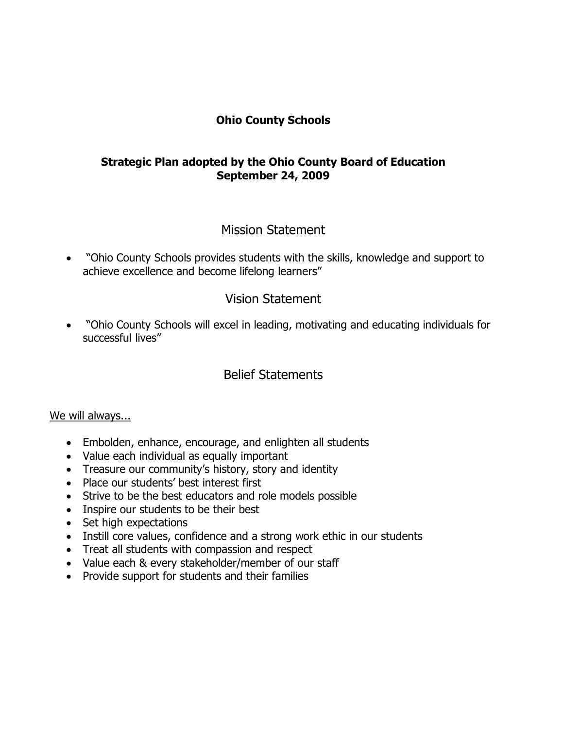**Ohio County Schools**

**Strategic Plan adopted by the Ohio County Board of Education**
**September 24, 2009**

## Mission Statement

- "Ohio County Schools provides students with the skills, knowledge and support to achieve excellence and become lifelong learners"

## Vision Statement

- "Ohio County Schools will excel in leading, motivating and educating individuals for successful lives"

## Belief Statements

<u>We will always...</u>

- Embolden, enhance, encourage, and enlighten all students
- Value each individual as equally important
- Treasure our community's history, story and identity
- Place our students' best interest first
- Strive to be the best educators and role models possible
- Inspire our students to be their best
- Set high expectations
- Instill core values, confidence and a strong work ethic in our students
- Treat all students with compassion and respect
- Value each & every stakeholder/member of our staff
- Provide support for students and their families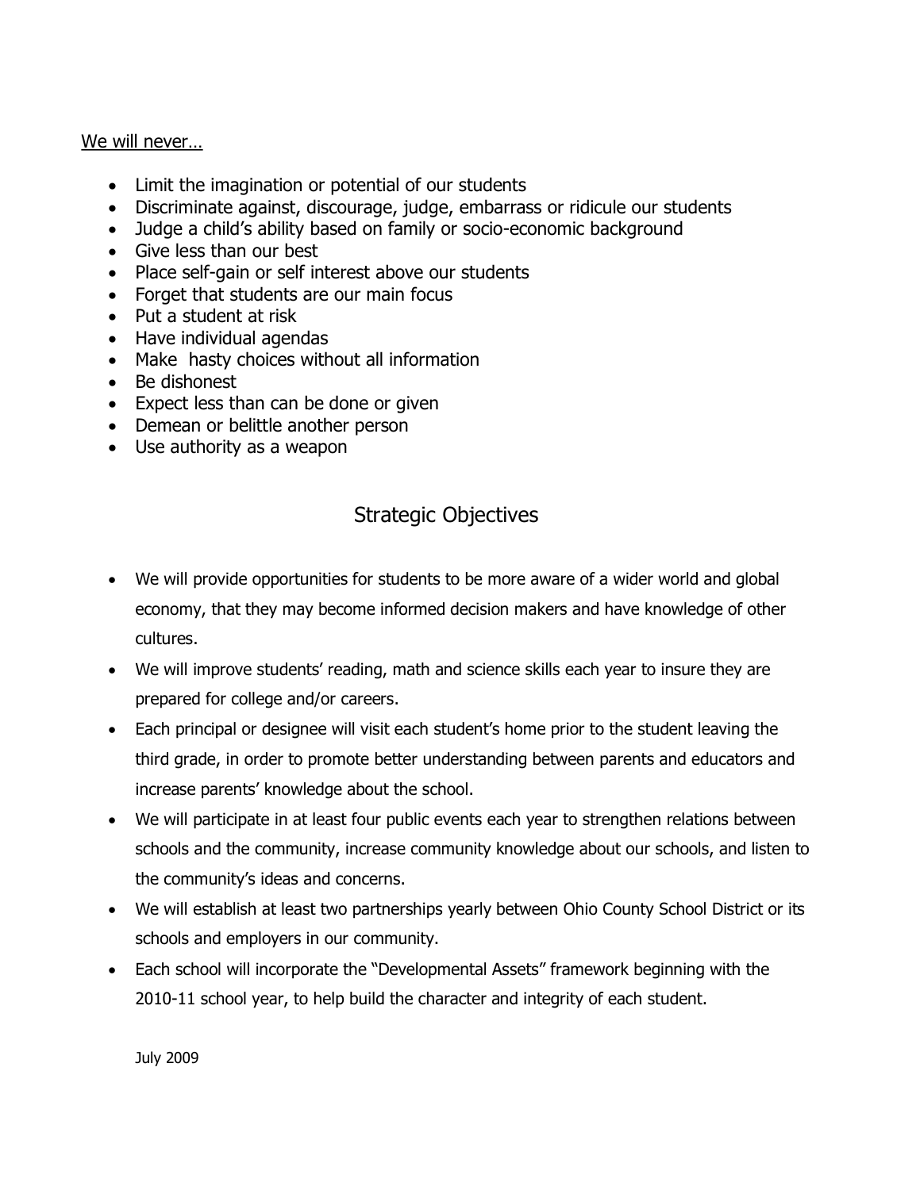We will never…

- Limit the imagination or potential of our students
- Discriminate against, discourage, judge, embarrass or ridicule our students
- Judge a child's ability based on family or socio-economic background
- Give less than our best
- Place self-gain or self interest above our students
- Forget that students are our main focus
- Put a student at risk
- Have individual agendas
- Make hasty choices without all information
- Be dishonest
- Expect less than can be done or given
- Demean or belittle another person
- Use authority as a weapon

## Strategic Objectives

- We will provide opportunities for students to be more aware of a wider world and global economy, that they may become informed decision makers and have knowledge of other cultures.
- We will improve students' reading, math and science skills each year to insure they are prepared for college and/or careers.
- Each principal or designee will visit each student's home prior to the student leaving the third grade, in order to promote better understanding between parents and educators and increase parents' knowledge about the school.
- We will participate in at least four public events each year to strengthen relations between schools and the community, increase community knowledge about our schools, and listen to the community's ideas and concerns.
- We will establish at least two partnerships yearly between Ohio County School District or its schools and employers in our community.
- Each school will incorporate the "Developmental Assets" framework beginning with the 2010-11 school year, to help build the character and integrity of each student.

July 2009